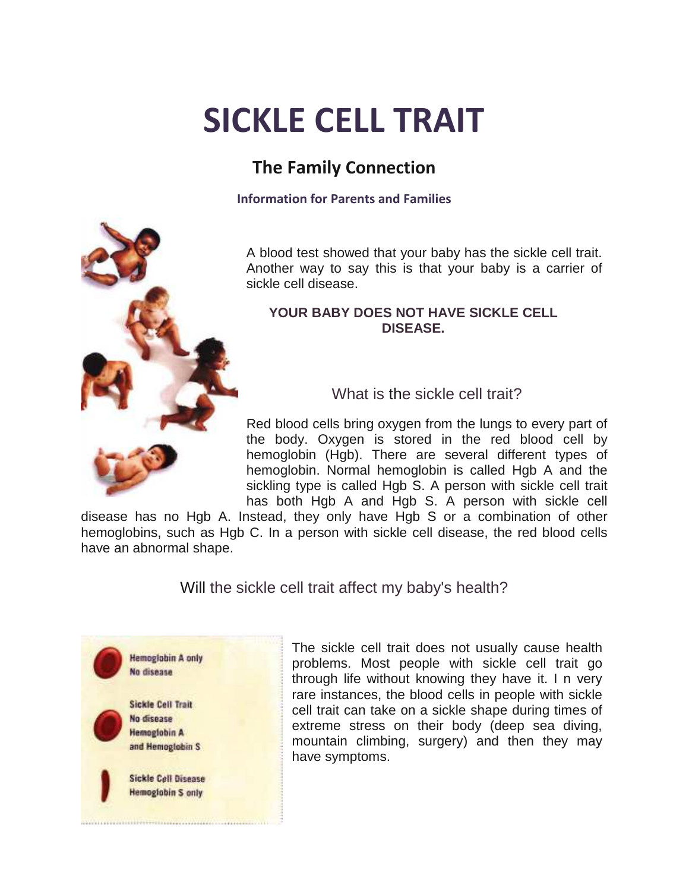# SICKLE CELL TRAIT

## The Family Connection

**Information for Parents and Families**

A blood test showed that your baby has the sickle cell trait. Another way to say this is that your baby is a carrier of sickle cell disease.

**YOUR BABY DOES NOT HAVE SICKLE CELL DISEASE.**

### What is the sickle cell trait?

Red blood cells bring oxygen from the lungs to every part of the body. Oxygen is stored in the red blood cell by hemoglobin (Hgb). There are several different types of hemoglobin. Normal hemoglobin is called Hgb A and the sickling type is called Hgb S. A person with sickle cell trait has both Hgb A and Hgb S. A person with sickle cell disease has no Hgb A. Instead, they only have Hgb S or a combination of other hemoglobins, such as Hgb C. In a person with sickle cell disease, the red blood cells have an abnormal shape.

### Will the sickle cell trait affect my baby's health?

Hemoglobin A only
No disease

Sickle Cell Trait
No disease
Hemoglobin A
and Hemoglobin S

Sickle Cell Disease
Hemoglobin S only

The sickle cell trait does not usually cause health problems. Most people with sickle cell trait go through life without knowing they have it. In very rare instances, the blood cells in people with sickle cell trait can take on a sickle shape during times of extreme stress on their body (deep sea diving, mountain climbing, surgery) and then they may have symptoms.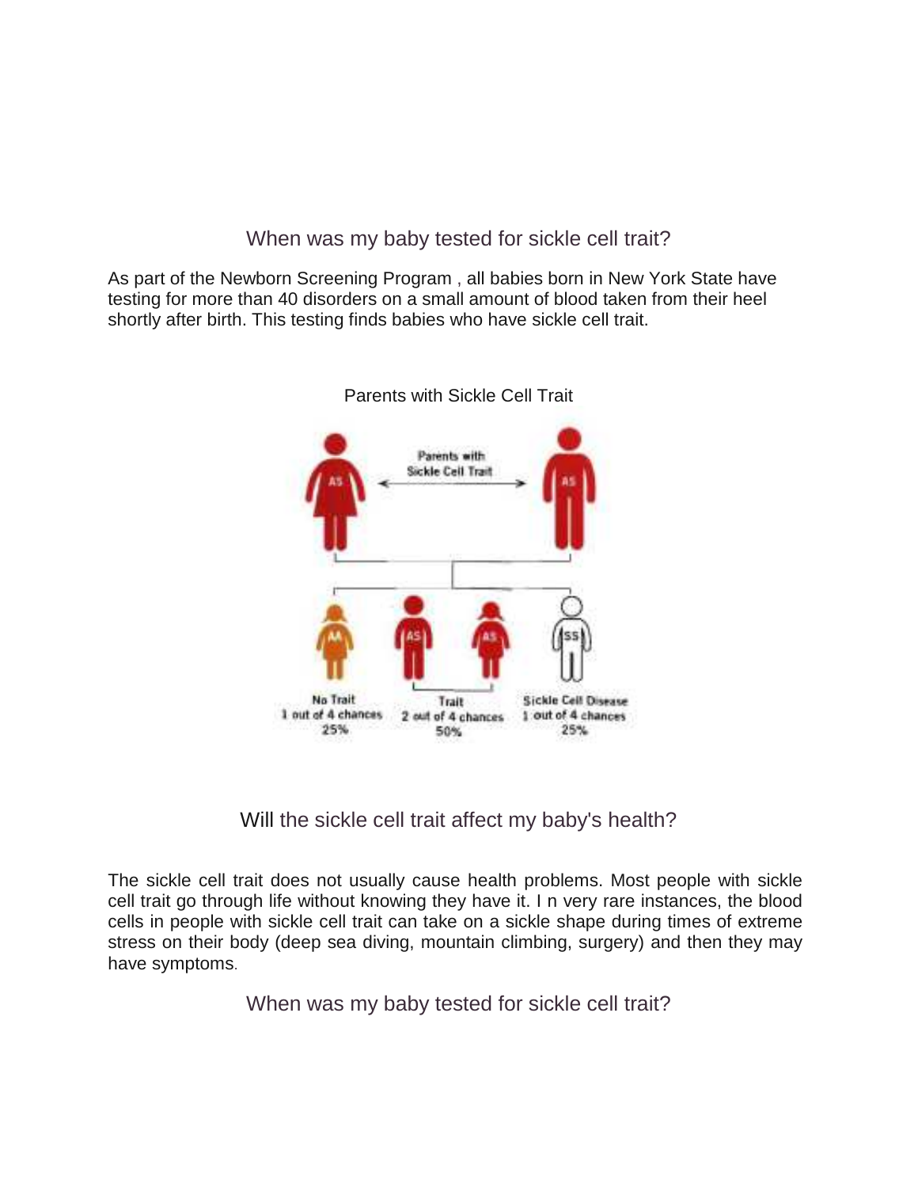## When was my baby tested for sickle cell trait?

As part of the Newborn Screening Program , all babies born in New York State have testing for more than 40 disorders on a small amount of blood taken from their heel shortly after birth. This testing finds babies who have sickle cell trait.

Parents with Sickle Cell Trait

Parents with Sickle Cell Trait

AS AS

AA AS AS SS

No Trait
1 out of 4 chances
25%

Trait
2 out of 4 chances
50%

Sickle Cell Disease
1 out of 4 chances
25%

## Will the sickle cell trait affect my baby's health?

The sickle cell trait does not usually cause health problems. Most people with sickle cell trait go through life without knowing they have it. I n very rare instances, the blood cells in people with sickle cell trait can take on a sickle shape during times of extreme stress on their body (deep sea diving, mountain climbing, surgery) and then they may have symptoms.

## When was my baby tested for sickle cell trait?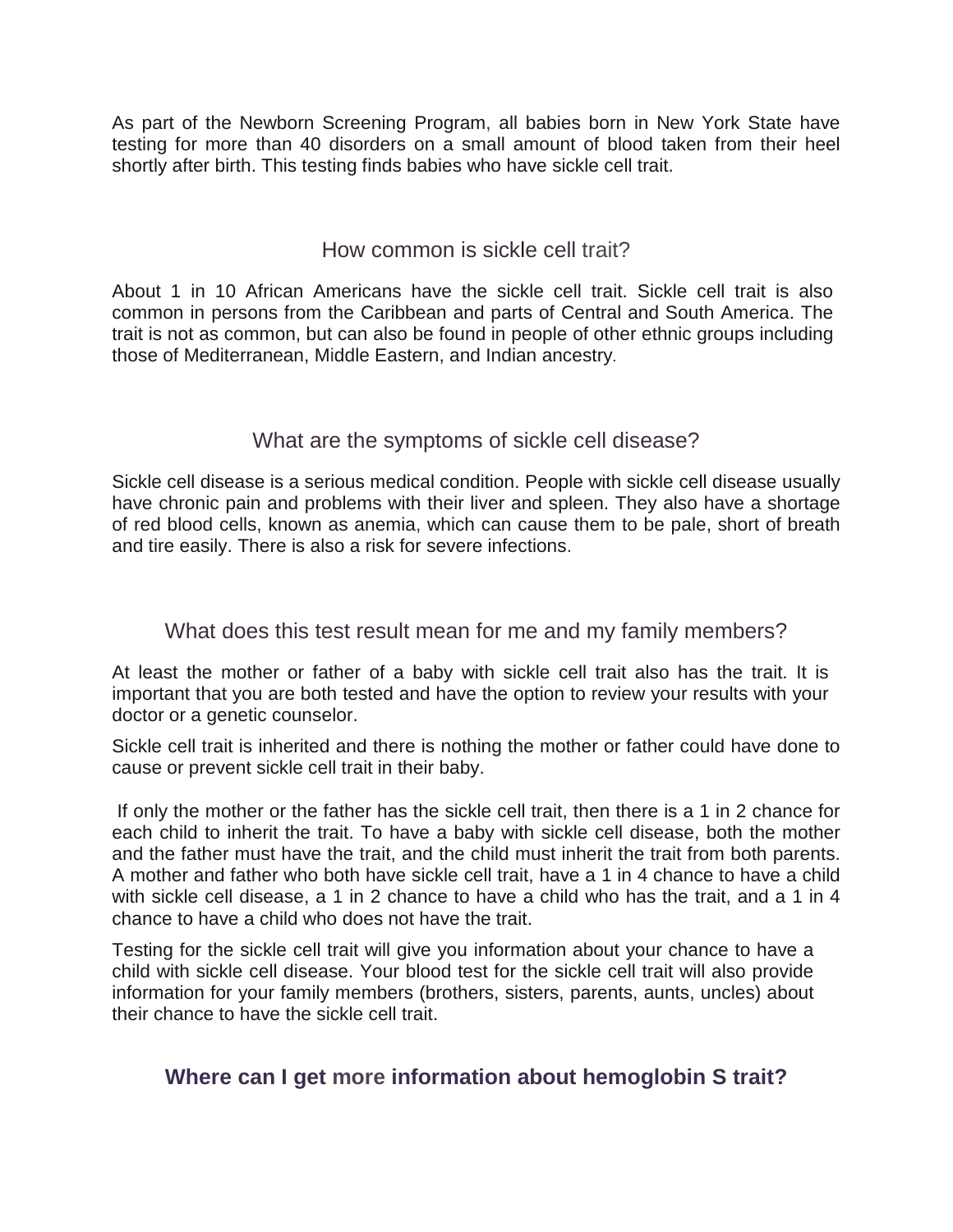As part of the Newborn Screening Program, all babies born in New York State have testing for more than 40 disorders on a small amount of blood taken from their heel shortly after birth. This testing finds babies who have sickle cell trait.

## How common is sickle cell trait?

About 1 in 10 African Americans have the sickle cell trait. Sickle cell trait is also common in persons from the Caribbean and parts of Central and South America. The trait is not as common, but can also be found in people of other ethnic groups including those of Mediterranean, Middle Eastern, and Indian ancestry.

## What are the symptoms of sickle cell disease?

Sickle cell disease is a serious medical condition. People with sickle cell disease usually have chronic pain and problems with their liver and spleen. They also have a shortage of red blood cells, known as anemia, which can cause them to be pale, short of breath and tire easily. There is also a risk for severe infections.

## What does this test result mean for me and my family members?

At least the mother or father of a baby with sickle cell trait also has the trait. It is important that you are both tested and have the option to review your results with your doctor or a genetic counselor.

Sickle cell trait is inherited and there is nothing the mother or father could have done to cause or prevent sickle cell trait in their baby.

If only the mother or the father has the sickle cell trait, then there is a 1 in 2 chance for each child to inherit the trait. To have a baby with sickle cell disease, both the mother and the father must have the trait, and the child must inherit the trait from both parents. A mother and father who both have sickle cell trait, have a 1 in 4 chance to have a child with sickle cell disease, a 1 in 2 chance to have a child who has the trait, and a 1 in 4 chance to have a child who does not have the trait.

Testing for the sickle cell trait will give you information about your chance to have a child with sickle cell disease. Your blood test for the sickle cell trait will also provide information for your family members (brothers, sisters, parents, aunts, uncles) about their chance to have the sickle cell trait.

## **Where can I get more information about hemoglobin S trait?**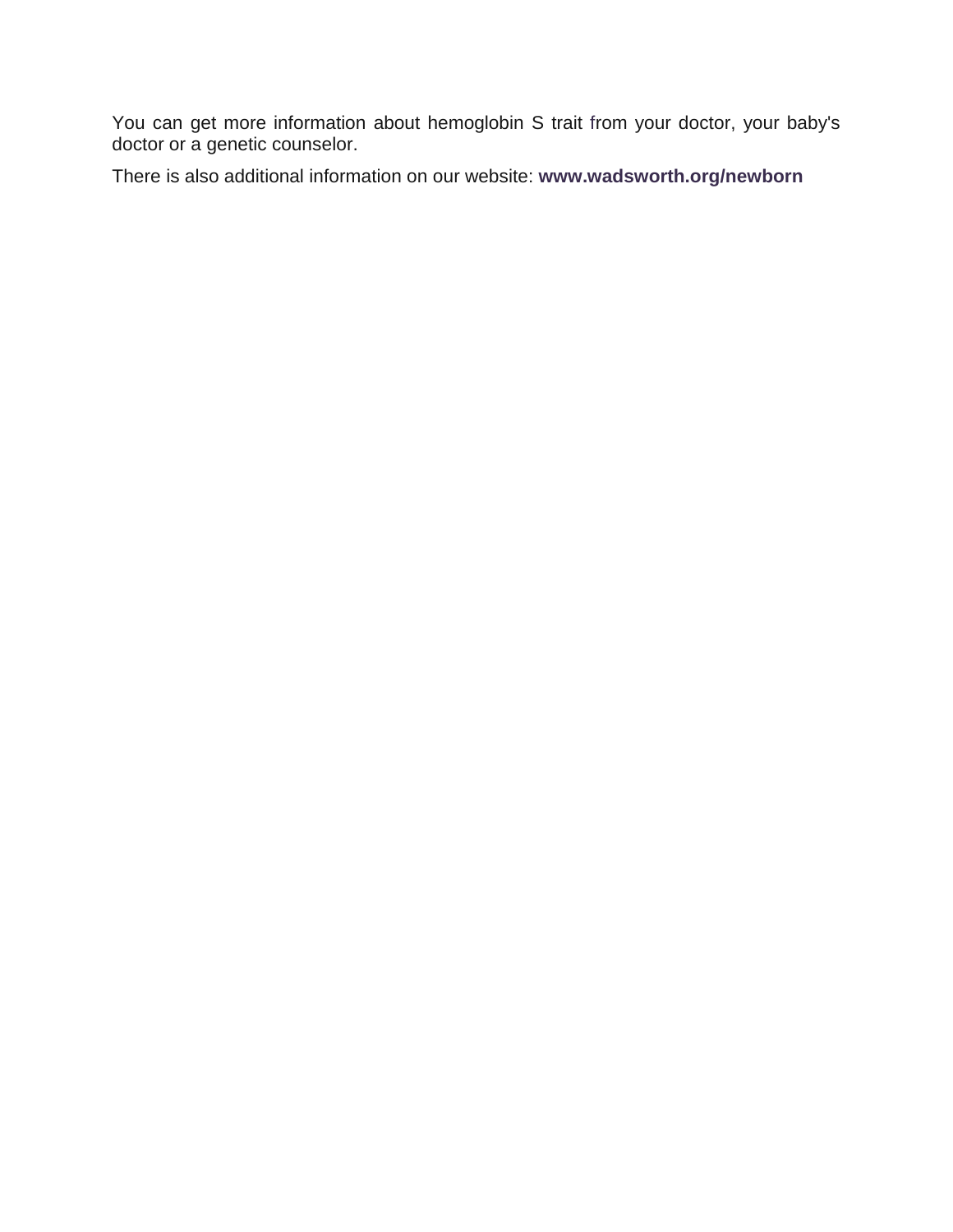You can get more information about hemoglobin S trait from your doctor, your baby's doctor or a genetic counselor.

There is also additional information on our website: **www.wadsworth.org/newborn**